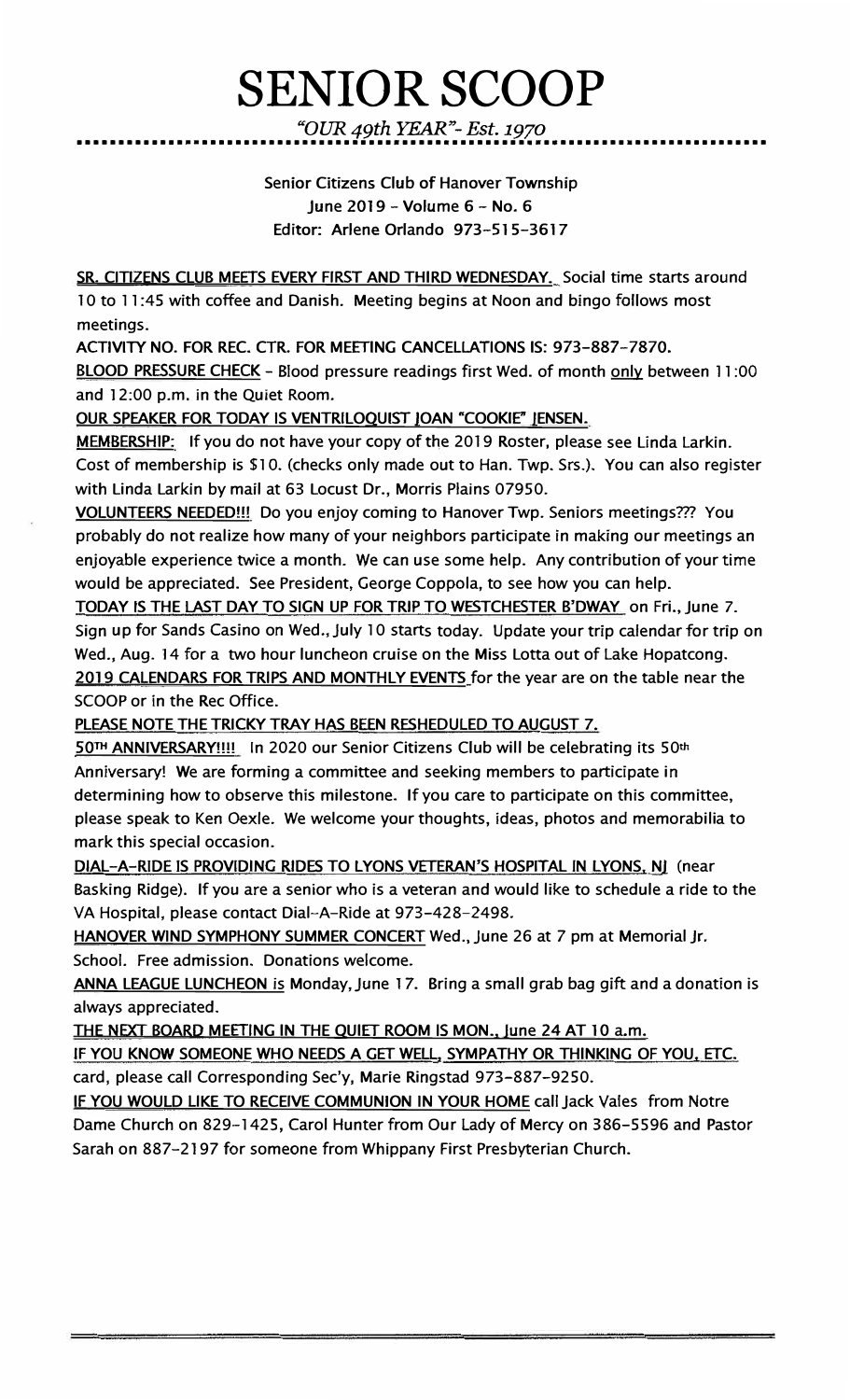# SENIOR SCOOP

*"OUR 49th YEAR"- Est. 1970*

Senior Citizens Club of Hanover Township
June 2019 – Volume 6 – No. 6
Editor: Arlene Orlando 973-515-3617

SR. CITIZENS CLUB MEETS EVERY FIRST AND THIRD WEDNESDAY. Social time starts around 10 to 11:45 with coffee and Danish. Meeting begins at Noon and bingo follows most meetings.

**ACTIVITY NO. FOR REC. CTR. FOR MEETING CANCELLATIONS IS: 973-887-7870.**

BLOOD PRESSURE CHECK – Blood pressure readings first Wed. of month only between 11:00 and 12:00 p.m. in the Quiet Room.

OUR SPEAKER FOR TODAY IS VENTRILOQUIST JOAN "COOKIE" JENSEN.

MEMBERSHIP: If you do not have your copy of the 2019 Roster, please see Linda Larkin. Cost of membership is $10. (checks only made out to Han. Twp. Srs.). You can also register with Linda Larkin by mail at 63 Locust Dr., Morris Plains 07950.

VOLUNTEERS NEEDED!!! Do you enjoy coming to Hanover Twp. Seniors meetings??? You probably do not realize how many of your neighbors participate in making our meetings an enjoyable experience twice a month. We can use some help. Any contribution of your time would be appreciated. See President, George Coppola, to see how you can help.

TODAY IS THE LAST DAY TO SIGN UP FOR TRIP TO WESTCHESTER B'DWAY on Fri., June 7. Sign up for Sands Casino on Wed., July 10 starts today. Update your trip calendar for trip on Wed., Aug. 14 for a two hour luncheon cruise on the Miss Lotta out of Lake Hopatcong.

2019 CALENDARS FOR TRIPS AND MONTHLY EVENTS for the year are on the table near the SCOOP or in the Rec Office.

PLEASE NOTE THE TRICKY TRAY HAS BEEN RESHEDULED TO AUGUST 7.

50TH ANNIVERSARY!!!! In 2020 our Senior Citizens Club will be celebrating its 50th Anniversary! We are forming a committee and seeking members to participate in determining how to observe this milestone. If you care to participate on this committee, please speak to Ken Oexle. We welcome your thoughts, ideas, photos and memorabilia to mark this special occasion.

DIAL-A-RIDE IS PROVIDING RIDES TO LYONS VETERAN'S HOSPITAL IN LYONS, NJ (near Basking Ridge). If you are a senior who is a veteran and would like to schedule a ride to the VA Hospital, please contact Dial-A-Ride at 973-428-2498.

HANOVER WIND SYMPHONY SUMMER CONCERT Wed., June 26 at 7 pm at Memorial Jr. School. Free admission. Donations welcome.

ANNA LEAGUE LUNCHEON is Monday, June 17. Bring a small grab bag gift and a donation is always appreciated.

THE NEXT BOARD MEETING IN THE QUIET ROOM IS MON., June 24 AT 10 a.m.

IF YOU KNOW SOMEONE WHO NEEDS A GET WELL, SYMPATHY OR THINKING OF YOU, ETC. card, please call Corresponding Sec'y, Marie Ringstad 973-887-9250.

IF YOU WOULD LIKE TO RECEIVE COMMUNION IN YOUR HOME call Jack Vales from Notre Dame Church on 829-1425, Carol Hunter from Our Lady of Mercy on 386-5596 and Pastor Sarah on 887-2197 for someone from Whippany First Presbyterian Church.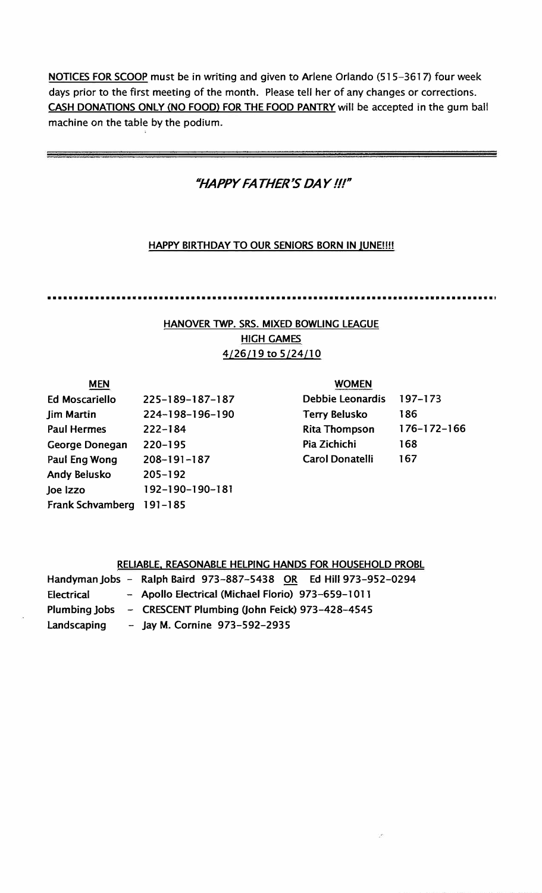**NOTICES FOR SCOOP** must be in writing and given to Arlene Orlando (515-3617) four week days prior to the first meeting of the month. Please tell her of any changes or corrections. **CASH DONATIONS ONLY (NO FOOD) FOR THE FOOD PANTRY** will be accepted in the gum ball machine on the table by the podium.

---

## *"HAPPY FATHER'S DAY !!!"*

**HAPPY BIRTHDAY TO OUR SENIORS BORN IN JUNE!!!!**

---

### HANOVER TWP. SRS. MIXED BOWLING LEAGUE
### HIGH GAMES
### 4/26/19 to 5/24/10

**MEN**

| | |
|---|---|
| Ed Moscariello | 225-189-187-187 |
| Jim Martin | 224-198-196-190 |
| Paul Hermes | 222-184 |
| George Donegan | 220-195 |
| Paul Eng Wong | 208-191-187 |
| Andy Belusko | 205-192 |
| Joe Izzo | 192-190-190-181 |
| Frank Schvamberg | 191-185 |

**WOMEN**

| | |
|---|---|
| Debbie Leonardis | 197-173 |
| Terry Belusko | 186 |
| Rita Thompson | 176-172-166 |
| Pia Zichichi | 168 |
| Carol Donatelli | 167 |

**RELIABLE, REASONABLE HELPING HANDS FOR HOUSEHOLD PROBL**

| | |
|---|---|
| Handyman Jobs | - Ralph Baird 973-887-5438 OR Ed Hill 973-952-0294 |
| Electrical | - Apollo Electrical (Michael Florio) 973-659-1011 |
| Plumbing Jobs | - CRESCENT Plumbing (John Feick) 973-428-4545 |
| Landscaping | - Jay M. Cornine 973-592-2935 |